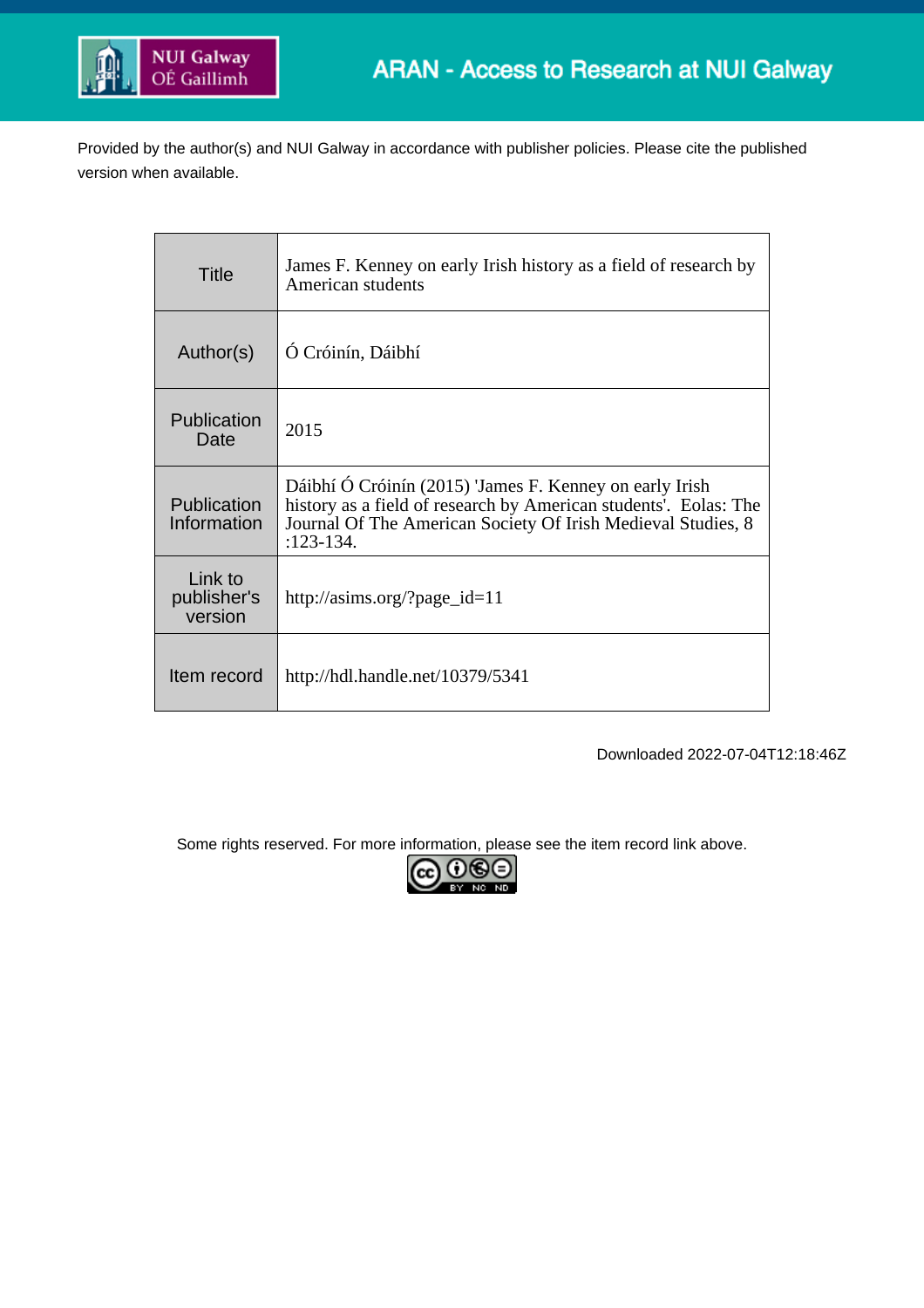ARAN - Access to Research at NUI Galway

Provided by the author(s) and NUI Galway in accordance with publisher policies. Please cite the published version when available.

| Title | James F. Kenney on early Irish history as a field of research by American students |
|---|---|
| Author(s) | Ó Cróinín, Dáibhí |
| Publication Date | 2015 |
| Publication Information | Dáibhí Ó Cróinín (2015) 'James F. Kenney on early Irish history as a field of research by American students'. Eolas: The Journal Of The American Society Of Irish Medieval Studies, 8 :123-134. |
| Link to publisher's version | http://asims.org/?page_id=11 |
| Item record | http://hdl.handle.net/10379/5341 |

Downloaded 2022-07-04T12:18:46Z

Some rights reserved. For more information, please see the item record link above.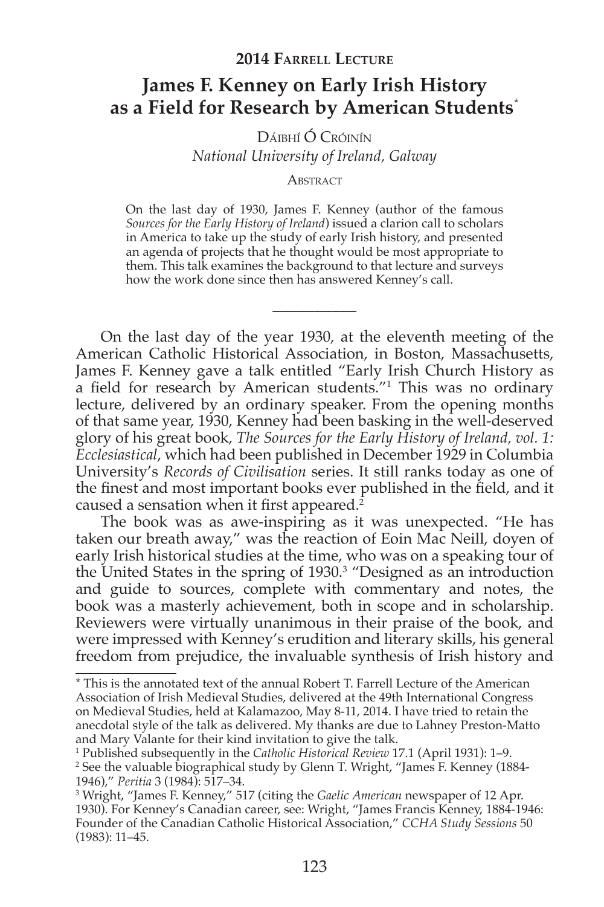**2014 Farrell Lecture**

# James F. Kenney on Early Irish History as a Field for Research by American Students*

Dáibhí Ó Cróinín

*National University of Ireland, Galway*

Abstract

On the last day of 1930, James F. Kenney (author of the famous *Sources for the Early History of Ireland*) issued a clarion call to scholars in America to take up the study of early Irish history, and presented an agenda of projects that he thought would be most appropriate to them. This talk examines the background to that lecture and surveys how the work done since then has answered Kenney's call.

---

On the last day of the year 1930, at the eleventh meeting of the American Catholic Historical Association, in Boston, Massachusetts, James F. Kenney gave a talk entitled "Early Irish Church History as a field for research by American students."[1] This was no ordinary lecture, delivered by an ordinary speaker. From the opening months of that same year, 1930, Kenney had been basking in the well-deserved glory of his great book, *The Sources for the Early History of Ireland, vol. 1: Ecclesiastical*, which had been published in December 1929 in Columbia University's *Records of Civilisation* series. It still ranks today as one of the finest and most important books ever published in the field, and it caused a sensation when it first appeared.[2]

The book was as awe-inspiring as it was unexpected. "He has taken our breath away," was the reaction of Eoin Mac Neill, doyen of early Irish historical studies at the time, who was on a speaking tour of the United States in the spring of 1930.[3] "Designed as an introduction and guide to sources, complete with commentary and notes, the book was a masterly achievement, both in scope and in scholarship. Reviewers were virtually unanimous in their praise of the book, and were impressed with Kenney's erudition and literary skills, his general freedom from prejudice, the invaluable synthesis of Irish history and

---

\* This is the annotated text of the annual Robert T. Farrell Lecture of the American Association of Irish Medieval Studies, delivered at the 49th International Congress on Medieval Studies, held at Kalamazoo, May 8-11, 2014. I have tried to retain the anecdotal style of the talk as delivered. My thanks are due to Lahney Preston-Matto and Mary Valante for their kind invitation to give the talk.

[1] Published subsequently in the *Catholic Historical Review* 17.1 (April 1931): 1–9.

[2] See the valuable biographical study by Glenn T. Wright, "James F. Kenney (1884-1946)," *Peritia* 3 (1984): 517–34.

[3] Wright, "James F. Kenney," 517 (citing the *Gaelic American* newspaper of 12 Apr. 1930). For Kenney's Canadian career, see: Wright, "James Francis Kenney, 1884-1946: Founder of the Canadian Catholic Historical Association," *CCHA Study Sessions* 50 (1983): 11–45.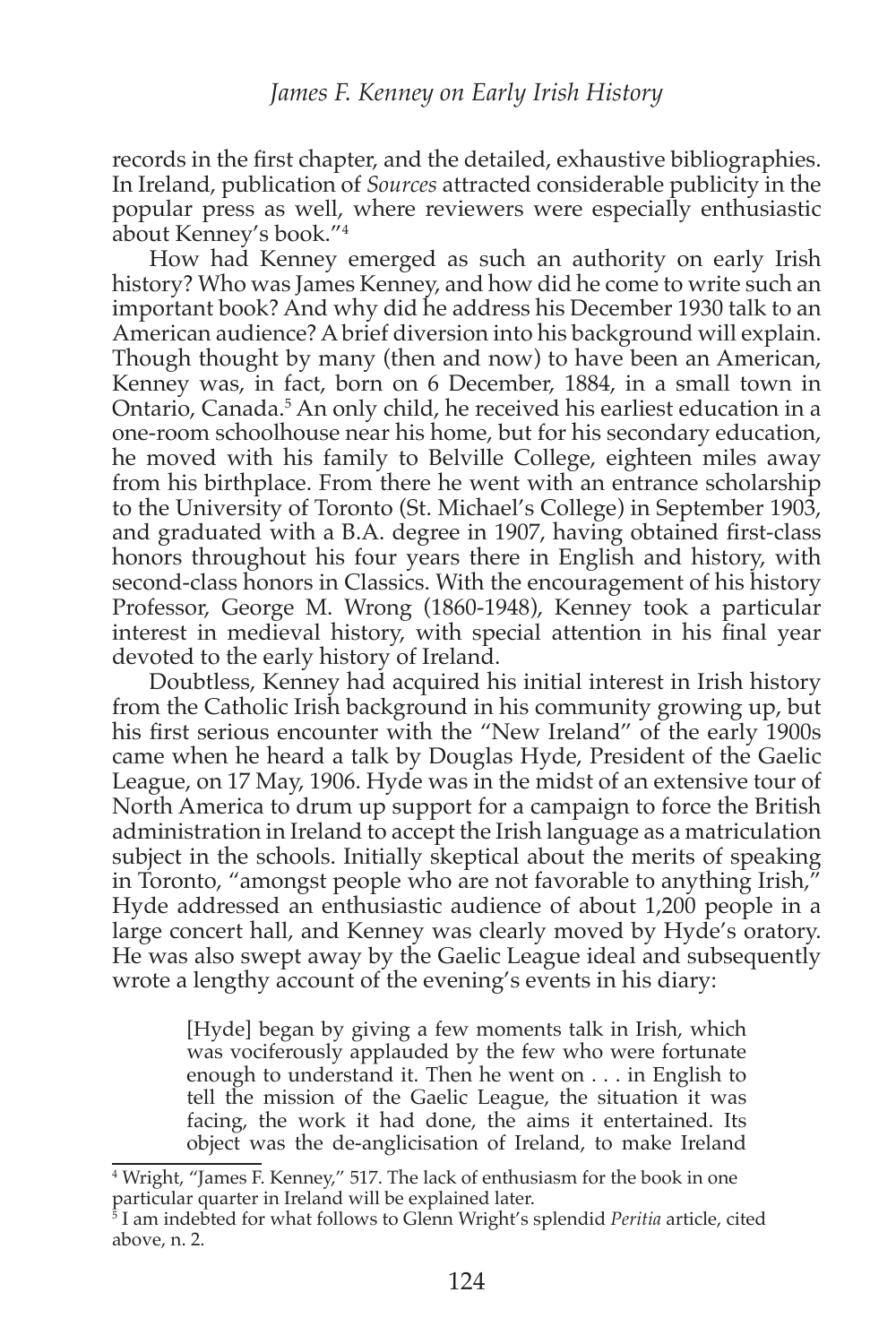records in the first chapter, and the detailed, exhaustive bibliographies. In Ireland, publication of *Sources* attracted considerable publicity in the popular press as well, where reviewers were especially enthusiastic about Kenney's book."[4]

How had Kenney emerged as such an authority on early Irish history? Who was James Kenney, and how did he come to write such an important book? And why did he address his December 1930 talk to an American audience? A brief diversion into his background will explain. Though thought by many (then and now) to have been an American, Kenney was, in fact, born on 6 December, 1884, in a small town in Ontario, Canada.[5] An only child, he received his earliest education in a one-room schoolhouse near his home, but for his secondary education, he moved with his family to Belville College, eighteen miles away from his birthplace. From there he went with an entrance scholarship to the University of Toronto (St. Michael's College) in September 1903, and graduated with a B.A. degree in 1907, having obtained first-class honors throughout his four years there in English and history, with second-class honors in Classics. With the encouragement of his history Professor, George M. Wrong (1860-1948), Kenney took a particular interest in medieval history, with special attention in his final year devoted to the early history of Ireland.

Doubtless, Kenney had acquired his initial interest in Irish history from the Catholic Irish background in his community growing up, but his first serious encounter with the "New Ireland" of the early 1900s came when he heard a talk by Douglas Hyde, President of the Gaelic League, on 17 May, 1906. Hyde was in the midst of an extensive tour of North America to drum up support for a campaign to force the British administration in Ireland to accept the Irish language as a matriculation subject in the schools. Initially skeptical about the merits of speaking in Toronto, "amongst people who are not favorable to anything Irish," Hyde addressed an enthusiastic audience of about 1,200 people in a large concert hall, and Kenney was clearly moved by Hyde's oratory. He was also swept away by the Gaelic League ideal and subsequently wrote a lengthy account of the evening's events in his diary:

> [Hyde] began by giving a few moments talk in Irish, which was vociferously applauded by the few who were fortunate enough to understand it. Then he went on . . . in English to tell the mission of the Gaelic League, the situation it was facing, the work it had done, the aims it entertained. Its object was the de-anglicisation of Ireland, to make Ireland

[4] Wright, "James F. Kenney," 517. The lack of enthusiasm for the book in one particular quarter in Ireland will be explained later.

[5] I am indebted for what follows to Glenn Wright's splendid *Peritia* article, cited above, n. 2.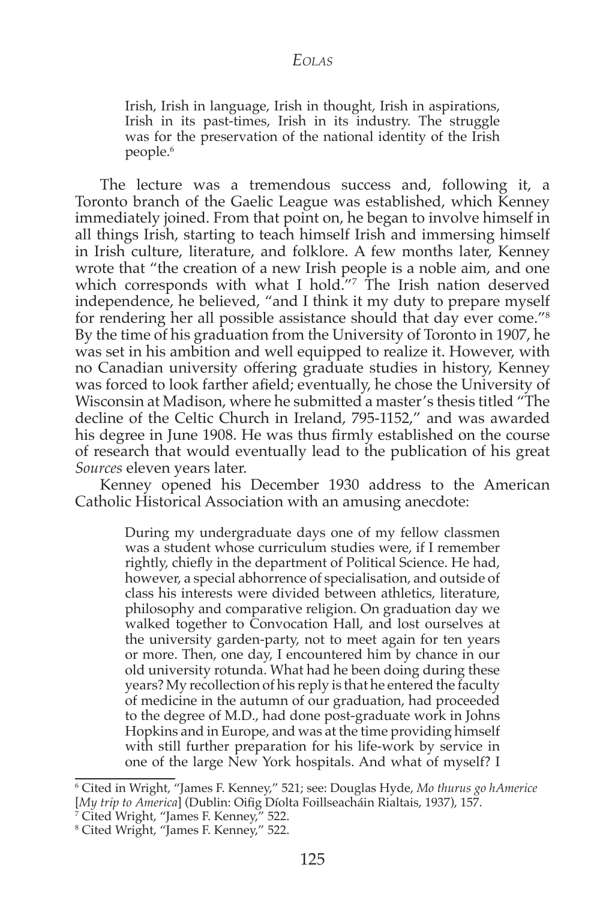> Irish, Irish in language, Irish in thought, Irish in aspirations, Irish in its past-times, Irish in its industry. The struggle was for the preservation of the national identity of the Irish people.[6]

The lecture was a tremendous success and, following it, a Toronto branch of the Gaelic League was established, which Kenney immediately joined. From that point on, he began to involve himself in all things Irish, starting to teach himself Irish and immersing himself in Irish culture, literature, and folklore. A few months later, Kenney wrote that "the creation of a new Irish people is a noble aim, and one which corresponds with what I hold."[7] The Irish nation deserved independence, he believed, "and I think it my duty to prepare myself for rendering her all possible assistance should that day ever come."[8] By the time of his graduation from the University of Toronto in 1907, he was set in his ambition and well equipped to realize it. However, with no Canadian university offering graduate studies in history, Kenney was forced to look farther afield; eventually, he chose the University of Wisconsin at Madison, where he submitted a master's thesis titled "The decline of the Celtic Church in Ireland, 795-1152," and was awarded his degree in June 1908. He was thus firmly established on the course of research that would eventually lead to the publication of his great *Sources* eleven years later.

Kenney opened his December 1930 address to the American Catholic Historical Association with an amusing anecdote:

> During my undergraduate days one of my fellow classmen was a student whose curriculum studies were, if I remember rightly, chiefly in the department of Political Science. He had, however, a special abhorrence of specialisation, and outside of class his interests were divided between athletics, literature, philosophy and comparative religion. On graduation day we walked together to Convocation Hall, and lost ourselves at the university garden-party, not to meet again for ten years or more. Then, one day, I encountered him by chance in our old university rotunda. What had he been doing during these years? My recollection of his reply is that he entered the faculty of medicine in the autumn of our graduation, had proceeded to the degree of M.D., had done post-graduate work in Johns Hopkins and in Europe, and was at the time providing himself with still further preparation for his life-work by service in one of the large New York hospitals. And what of myself? I

---

[6] Cited in Wright, "James F. Kenney," 521; see: Douglas Hyde, *Mo thurus go hAmerice* [*My trip to America*] (Dublin: Oifig Díolta Foilseacháin Rialtais, 1937), 157.

[7] Cited Wright, "James F. Kenney," 522.

[8] Cited Wright, "James F. Kenney," 522.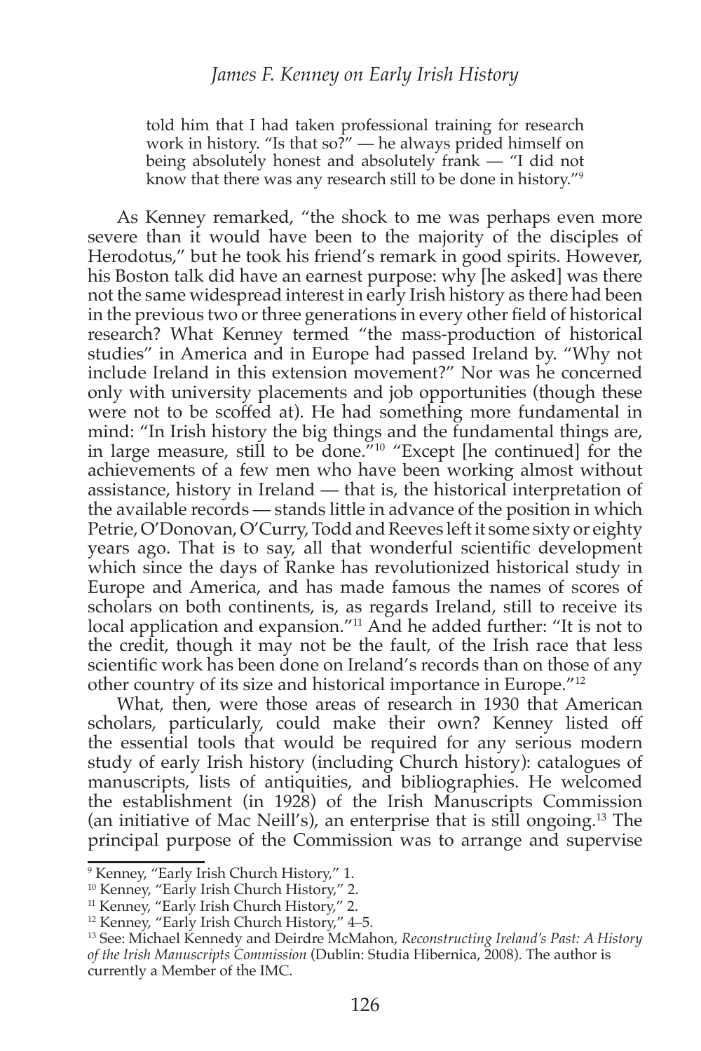told him that I had taken professional training for research work in history. "Is that so?" — he always prided himself on being absolutely honest and absolutely frank — "I did not know that there was any research still to be done in history."[9]

As Kenney remarked, "the shock to me was perhaps even more severe than it would have been to the majority of the disciples of Herodotus," but he took his friend's remark in good spirits. However, his Boston talk did have an earnest purpose: why [he asked] was there not the same widespread interest in early Irish history as there had been in the previous two or three generations in every other field of historical research? What Kenney termed "the mass-production of historical studies" in America and in Europe had passed Ireland by. "Why not include Ireland in this extension movement?" Nor was he concerned only with university placements and job opportunities (though these were not to be scoffed at). He had something more fundamental in mind: "In Irish history the big things and the fundamental things are, in large measure, still to be done."[10] "Except [he continued] for the achievements of a few men who have been working almost without assistance, history in Ireland — that is, the historical interpretation of the available records — stands little in advance of the position in which Petrie, O'Donovan, O'Curry, Todd and Reeves left it some sixty or eighty years ago. That is to say, all that wonderful scientific development which since the days of Ranke has revolutionized historical study in Europe and America, and has made famous the names of scores of scholars on both continents, is, as regards Ireland, still to receive its local application and expansion."[11] And he added further: "It is not to the credit, though it may not be the fault, of the Irish race that less scientific work has been done on Ireland's records than on those of any other country of its size and historical importance in Europe."[12]

What, then, were those areas of research in 1930 that American scholars, particularly, could make their own? Kenney listed off the essential tools that would be required for any serious modern study of early Irish history (including Church history): catalogues of manuscripts, lists of antiquities, and bibliographies. He welcomed the establishment (in 1928) of the Irish Manuscripts Commission (an initiative of Mac Neill's), an enterprise that is still ongoing.[13] The principal purpose of the Commission was to arrange and supervise

---

[9] Kenney, "Early Irish Church History," 1.

[10] Kenney, "Early Irish Church History," 2.

[11] Kenney, "Early Irish Church History," 2.

[12] Kenney, "Early Irish Church History," 4–5.

[13] See: Michael Kennedy and Deirdre McMahon, *Reconstructing Ireland's Past: A History of the Irish Manuscripts Commission* (Dublin: Studia Hibernica, 2008). The author is currently a Member of the IMC.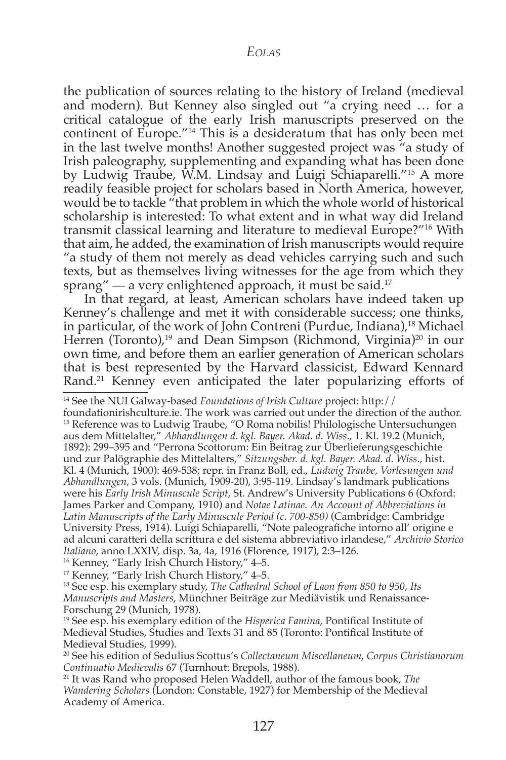the publication of sources relating to the history of Ireland (medieval and modern). But Kenney also singled out "a crying need … for a critical catalogue of the early Irish manuscripts preserved on the continent of Europe."[14] This is a desideratum that has only been met in the last twelve months! Another suggested project was "a study of Irish paleography, supplementing and expanding what has been done by Ludwig Traube, W.M. Lindsay and Luigi Schiaparelli."[15] A more readily feasible project for scholars based in North America, however, would be to tackle "that problem in which the whole world of historical scholarship is interested: To what extent and in what way did Ireland transmit classical learning and literature to medieval Europe?"[16] With that aim, he added, the examination of Irish manuscripts would require "a study of them not merely as dead vehicles carrying such and such texts, but as themselves living witnesses for the age from which they sprang" — a very enlightened approach, it must be said.[17]

In that regard, at least, American scholars have indeed taken up Kenney's challenge and met it with considerable success; one thinks, in particular, of the work of John Contreni (Purdue, Indiana),[18] Michael Herren (Toronto),[19] and Dean Simpson (Richmond, Virginia)[20] in our own time, and before them an earlier generation of American scholars that is best represented by the Harvard classicist, Edward Kennard Rand.[21] Kenney even anticipated the later popularizing efforts of

---

[14] See the NUI Galway-based *Foundations of Irish Culture* project: http://foundationirishculture.ie. The work was carried out under the direction of the author.

[15] Reference was to Ludwig Traube, "O Roma nobilis! Philologische Untersuchungen aus dem Mittelalter," *Abhandlungen d. kgl. Bayer. Akad. d. Wiss.*, 1. Kl. 19.2 (Munich, 1892): 299–395 and "Perrona Scottorum: Ein Beitrag zur Überlieferungsgeschichte und zur Palögraphie des Mittelalters," *Sitzungsber. d. kgl. Bayer. Akad. d. Wiss*., hist. Kl. 4 (Munich, 1900): 469-538; repr. in Franz Boll, ed., *Ludwig Traube, Vorlesungen und Abhandlungen*, 3 vols. (Munich, 1909-20), 3:95-119. Lindsay's landmark publications were his *Early Irish Minuscule Script*, St. Andrew's University Publications 6 (Oxford: James Parker and Company, 1910) and *Notae Latinae. An Account of Abbreviations in Latin Manuscripts of the Early Minuscule Period (c. 700-850)* (Cambridge: Cambridge University Press, 1914). Luigi Schiaparelli, "Note paleografiche intorno all' origine e ad alcuni caratteri della scrittura e del sistema abbreviativo irlandese," *Archivio Storico Italiano*, anno LXXIV, disp. 3a, 4a, 1916 (Florence, 1917), 2:3–126.

[16] Kenney, "Early Irish Church History," 4–5.

[17] Kenney, "Early Irish Church History," 4–5.

[18] See esp. his exemplary study, *The Cathedral School of Laon from 850 to 950, Its Manuscripts and Masters*, Münchner Beiträge zur Mediävistik und Renaissance-Forschung 29 (Munich, 1978).

[19] See esp. his exemplary edition of the *Hisperica Famina*, Pontifical Institute of Medieval Studies, Studies and Texts 31 and 85 (Toronto: Pontifical Institute of Medieval Studies, 1999).

[20] See his edition of Sedulius Scottus's *Collectaneum Miscellaneum*, *Corpus Christianorum Continuatio Medievalis* 67 (Turnhout: Brepols, 1988).

[21] It was Rand who proposed Helen Waddell, author of the famous book, *The Wandering Scholars* (London: Constable, 1927) for Membership of the Medieval Academy of America.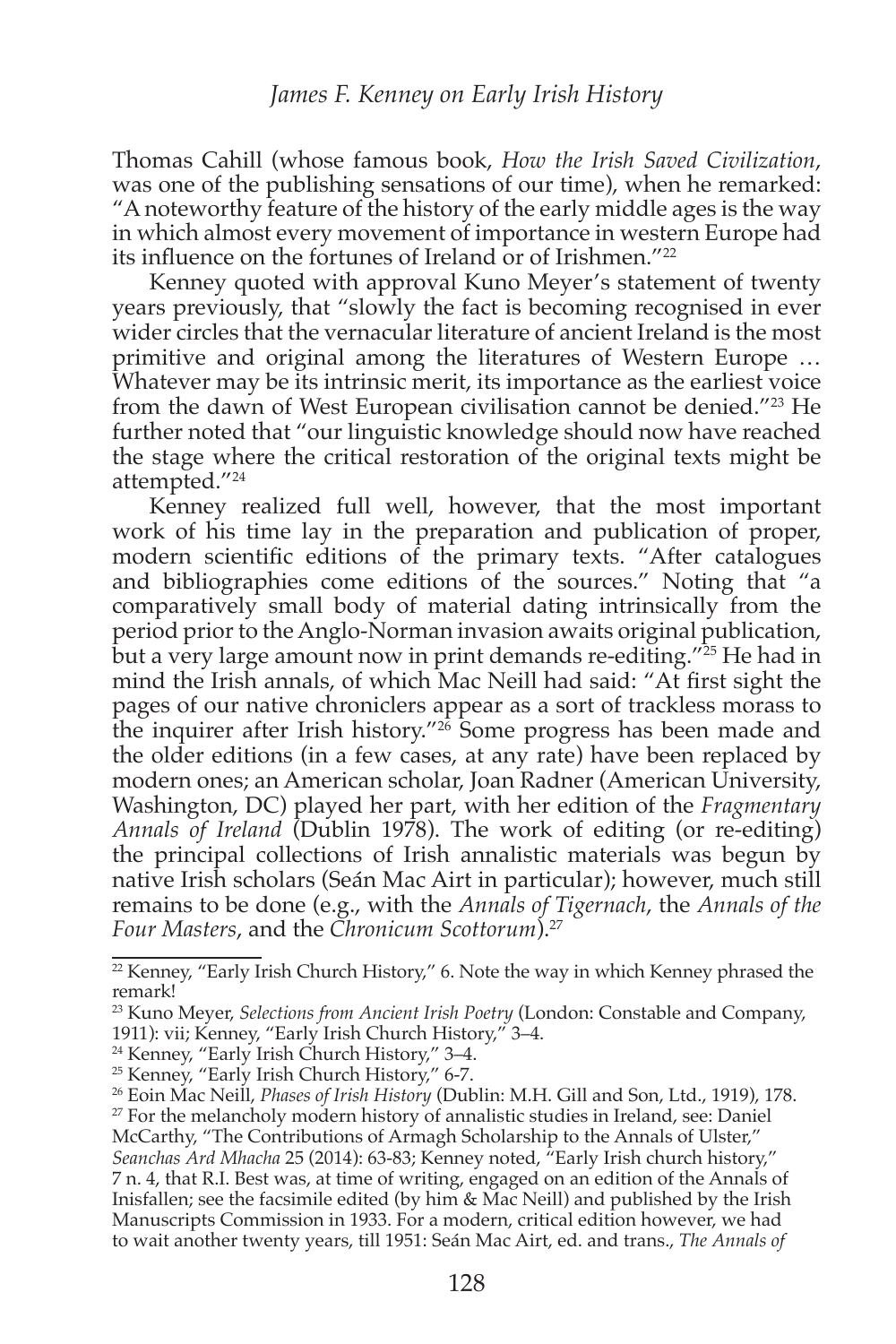Thomas Cahill (whose famous book, *How the Irish Saved Civilization*, was one of the publishing sensations of our time), when he remarked: "A noteworthy feature of the history of the early middle ages is the way in which almost every movement of importance in western Europe had its influence on the fortunes of Ireland or of Irishmen."[22]

Kenney quoted with approval Kuno Meyer's statement of twenty years previously, that "slowly the fact is becoming recognised in ever wider circles that the vernacular literature of ancient Ireland is the most primitive and original among the literatures of Western Europe … Whatever may be its intrinsic merit, its importance as the earliest voice from the dawn of West European civilisation cannot be denied."[23] He further noted that "our linguistic knowledge should now have reached the stage where the critical restoration of the original texts might be attempted."[24]

Kenney realized full well, however, that the most important work of his time lay in the preparation and publication of proper, modern scientific editions of the primary texts. "After catalogues and bibliographies come editions of the sources." Noting that "a comparatively small body of material dating intrinsically from the period prior to the Anglo-Norman invasion awaits original publication, but a very large amount now in print demands re-editing."[25] He had in mind the Irish annals, of which Mac Neill had said: "At first sight the pages of our native chroniclers appear as a sort of trackless morass to the inquirer after Irish history."[26] Some progress has been made and the older editions (in a few cases, at any rate) have been replaced by modern ones; an American scholar, Joan Radner (American University, Washington, DC) played her part, with her edition of the *Fragmentary Annals of Ireland* (Dublin 1978). The work of editing (or re-editing) the principal collections of Irish annalistic materials was begun by native Irish scholars (Seán Mac Airt in particular); however, much still remains to be done (e.g., with the *Annals of Tigernach*, the *Annals of the Four Masters*, and the *Chronicum Scottorum*).[27]

---

[22] Kenney, "Early Irish Church History," 6. Note the way in which Kenney phrased the remark!

[23] Kuno Meyer, *Selections from Ancient Irish Poetry* (London: Constable and Company, 1911): vii; Kenney, "Early Irish Church History," 3–4.

[24] Kenney, "Early Irish Church History," 3–4.

[25] Kenney, "Early Irish Church History," 6-7.

[26] Eoin Mac Neill, *Phases of Irish History* (Dublin: M.H. Gill and Son, Ltd., 1919), 178.

[27] For the melancholy modern history of annalistic studies in Ireland, see: Daniel McCarthy, "The Contributions of Armagh Scholarship to the Annals of Ulster," *Seanchas Ard Mhacha* 25 (2014): 63-83; Kenney noted, "Early Irish church history," 7 n. 4, that R.I. Best was, at time of writing, engaged on an edition of the Annals of Inisfallen; see the facsimile edited (by him & Mac Neill) and published by the Irish Manuscripts Commission in 1933. For a modern, critical edition however, we had to wait another twenty years, till 1951: Seán Mac Airt, ed. and trans., *The Annals of*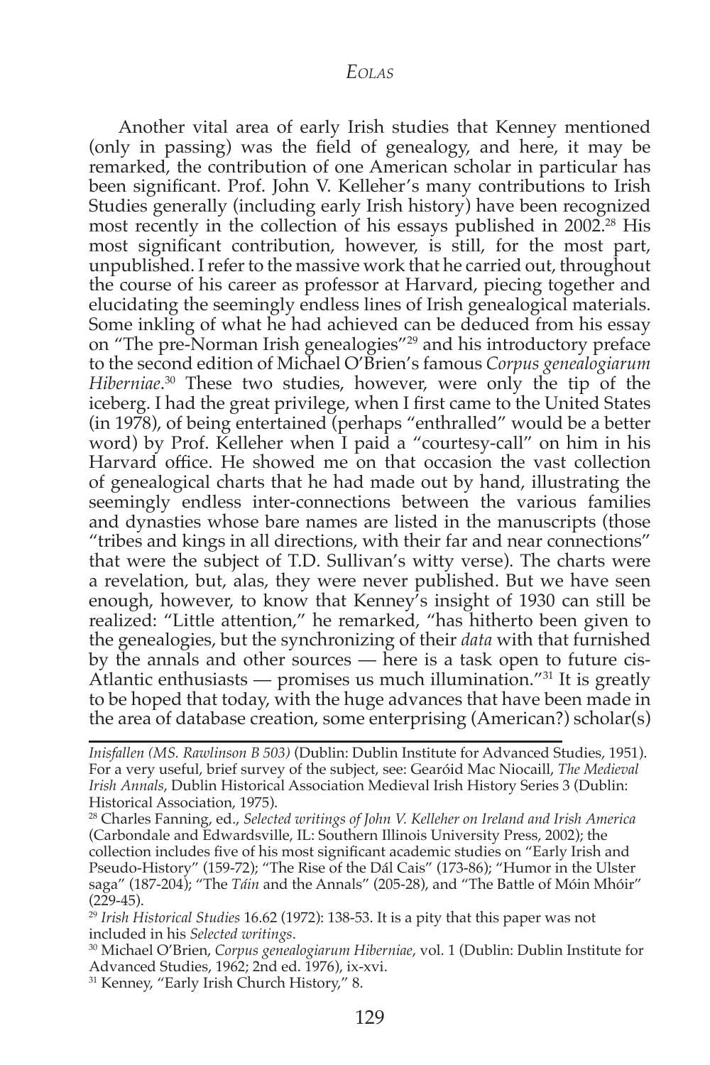Another vital area of early Irish studies that Kenney mentioned (only in passing) was the field of genealogy, and here, it may be remarked, the contribution of one American scholar in particular has been significant. Prof. John V. Kelleher's many contributions to Irish Studies generally (including early Irish history) have been recognized most recently in the collection of his essays published in 2002.[28] His most significant contribution, however, is still, for the most part, unpublished. I refer to the massive work that he carried out, throughout the course of his career as professor at Harvard, piecing together and elucidating the seemingly endless lines of Irish genealogical materials. Some inkling of what he had achieved can be deduced from his essay on "The pre-Norman Irish genealogies"[29] and his introductory preface to the second edition of Michael O'Brien's famous *Corpus genealogiarum Hiberniae*.[30] These two studies, however, were only the tip of the iceberg. I had the great privilege, when I first came to the United States (in 1978), of being entertained (perhaps "enthralled" would be a better word) by Prof. Kelleher when I paid a "courtesy-call" on him in his Harvard office. He showed me on that occasion the vast collection of genealogical charts that he had made out by hand, illustrating the seemingly endless inter-connections between the various families and dynasties whose bare names are listed in the manuscripts (those "tribes and kings in all directions, with their far and near connections" that were the subject of T.D. Sullivan's witty verse). The charts were a revelation, but, alas, they were never published. But we have seen enough, however, to know that Kenney's insight of 1930 can still be realized: "Little attention," he remarked, "has hitherto been given to the genealogies, but the synchronizing of their *data* with that furnished by the annals and other sources — here is a task open to future cis-Atlantic enthusiasts — promises us much illumination."[31] It is greatly to be hoped that today, with the huge advances that have been made in the area of database creation, some enterprising (American?) scholar(s)

---

*Inisfallen (MS. Rawlinson B 503)* (Dublin: Dublin Institute for Advanced Studies, 1951). For a very useful, brief survey of the subject, see: Gearóid Mac Niocaill, *The Medieval Irish Annals*, Dublin Historical Association Medieval Irish History Series 3 (Dublin: Historical Association, 1975).

[28] Charles Fanning, ed., *Selected writings of John V. Kelleher on Ireland and Irish America* (Carbondale and Edwardsville, IL: Southern Illinois University Press, 2002); the collection includes five of his most significant academic studies on "Early Irish and Pseudo-History" (159-72); "The Rise of the Dál Cais" (173-86); "Humor in the Ulster saga" (187-204); "The *Táin* and the Annals" (205-28), and "The Battle of Móin Mhóir" (229-45).

[29] *Irish Historical Studies* 16.62 (1972): 138-53. It is a pity that this paper was not included in his *Selected writings*.

[30] Michael O'Brien, *Corpus genealogiarum Hiberniae*, vol. 1 (Dublin: Dublin Institute for Advanced Studies, 1962; 2nd ed. 1976), ix-xvi.

[31] Kenney, "Early Irish Church History," 8.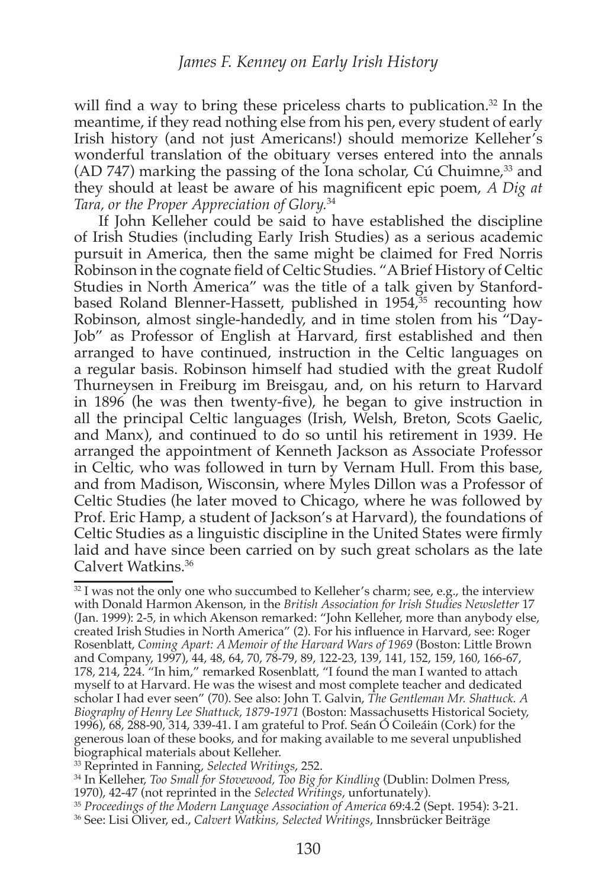will find a way to bring these priceless charts to publication.[32] In the meantime, if they read nothing else from his pen, every student of early Irish history (and not just Americans!) should memorize Kelleher's wonderful translation of the obituary verses entered into the annals (AD 747) marking the passing of the Iona scholar, Cú Chuimne,[33] and they should at least be aware of his magnificent epic poem, *A Dig at Tara, or the Proper Appreciation of Glory*.[34]

If John Kelleher could be said to have established the discipline of Irish Studies (including Early Irish Studies) as a serious academic pursuit in America, then the same might be claimed for Fred Norris Robinson in the cognate field of Celtic Studies. "A Brief History of Celtic Studies in North America" was the title of a talk given by Stanford-based Roland Blenner-Hassett, published in 1954,[35] recounting how Robinson, almost single-handedly, and in time stolen from his "Day-Job" as Professor of English at Harvard, first established and then arranged to have continued, instruction in the Celtic languages on a regular basis. Robinson himself had studied with the great Rudolf Thurneysen in Freiburg im Breisgau, and, on his return to Harvard in 1896 (he was then twenty-five), he began to give instruction in all the principal Celtic languages (Irish, Welsh, Breton, Scots Gaelic, and Manx), and continued to do so until his retirement in 1939. He arranged the appointment of Kenneth Jackson as Associate Professor in Celtic, who was followed in turn by Vernam Hull. From this base, and from Madison, Wisconsin, where Myles Dillon was a Professor of Celtic Studies (he later moved to Chicago, where he was followed by Prof. Eric Hamp, a student of Jackson's at Harvard), the foundations of Celtic Studies as a linguistic discipline in the United States were firmly laid and have since been carried on by such great scholars as the late Calvert Watkins.[36]

---

[32] I was not the only one who succumbed to Kelleher's charm; see, e.g., the interview with Donald Harmon Akenson, in the *British Association for Irish Studies Newsletter* 17 (Jan. 1999): 2-5, in which Akenson remarked: "John Kelleher, more than anybody else, created Irish Studies in North America" (2). For his influence in Harvard, see: Roger Rosenblatt, *Coming Apart: A Memoir of the Harvard Wars of 1969* (Boston: Little Brown and Company, 1997), 44, 48, 64, 70, 78-79, 89, 122-23, 139, 141, 152, 159, 160, 166-67, 178, 214, 224. "In him," remarked Rosenblatt, "I found the man I wanted to attach myself to at Harvard. He was the wisest and most complete teacher and dedicated scholar I had ever seen" (70). See also: John T. Galvin, *The Gentleman Mr. Shattuck. A Biography of Henry Lee Shattuck, 1879-1971* (Boston: Massachusetts Historical Society, 1996), 68, 288-90, 314, 339-41. I am grateful to Prof. Seán Ó Coileáin (Cork) for the generous loan of these books, and for making available to me several unpublished biographical materials about Kelleher.

[33] Reprinted in Fanning, *Selected Writings*, 252.

[34] In Kelleher, *Too Small for Stovewood, Too Big for Kindling* (Dublin: Dolmen Press, 1970), 42-47 (not reprinted in the *Selected Writings*, unfortunately).

[35] *Proceedings of the Modern Language Association of America* 69:4.2 (Sept. 1954): 3-21.

[36] See: Lisi Oliver, ed., *Calvert Watkins, Selected Writings*, Innsbrücker Beiträge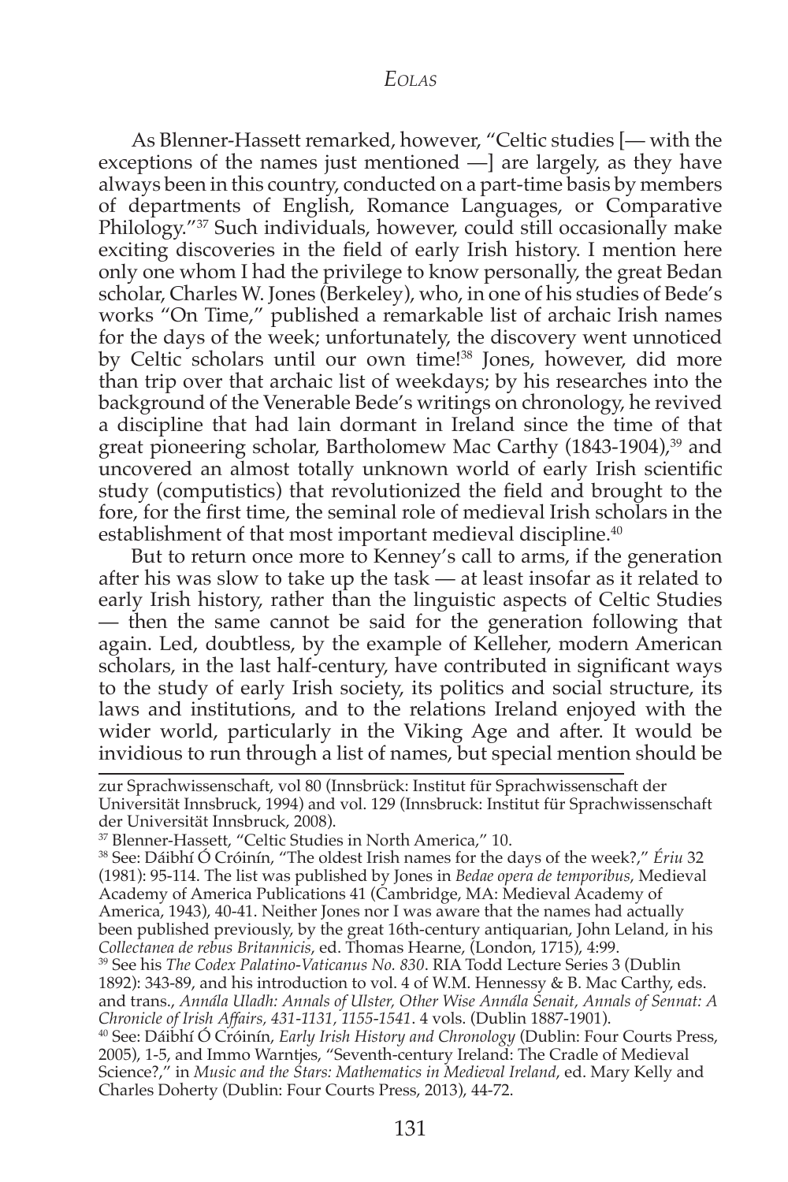As Blenner-Hassett remarked, however, "Celtic studies [— with the exceptions of the names just mentioned —] are largely, as they have always been in this country, conducted on a part-time basis by members of departments of English, Romance Languages, or Comparative Philology."[37] Such individuals, however, could still occasionally make exciting discoveries in the field of early Irish history. I mention here only one whom I had the privilege to know personally, the great Bedan scholar, Charles W. Jones (Berkeley), who, in one of his studies of Bede's works "On Time," published a remarkable list of archaic Irish names for the days of the week; unfortunately, the discovery went unnoticed by Celtic scholars until our own time![38] Jones, however, did more than trip over that archaic list of weekdays; by his researches into the background of the Venerable Bede's writings on chronology, he revived a discipline that had lain dormant in Ireland since the time of that great pioneering scholar, Bartholomew Mac Carthy (1843-1904),[39] and uncovered an almost totally unknown world of early Irish scientific study (computistics) that revolutionized the field and brought to the fore, for the first time, the seminal role of medieval Irish scholars in the establishment of that most important medieval discipline.[40]

But to return once more to Kenney's call to arms, if the generation after his was slow to take up the task — at least insofar as it related to early Irish history, rather than the linguistic aspects of Celtic Studies — then the same cannot be said for the generation following that again. Led, doubtless, by the example of Kelleher, modern American scholars, in the last half-century, have contributed in significant ways to the study of early Irish society, its politics and social structure, its laws and institutions, and to the relations Ireland enjoyed with the wider world, particularly in the Viking Age and after. It would be invidious to run through a list of names, but special mention should be

---

zur Sprachwissenschaft, vol 80 (Innsbrück: Institut für Sprachwissenschaft der Universität Innsbruck, 1994) and vol. 129 (Innsbruck: Institut für Sprachwissenschaft der Universität Innsbruck, 2008).

[37] Blenner-Hassett, "Celtic Studies in North America," 10.

[38] See: Dáibhí Ó Cróinín, "The oldest Irish names for the days of the week?," *Ériu* 32 (1981): 95-114. The list was published by Jones in *Bedae opera de temporibus*, Medieval Academy of America Publications 41 (Cambridge, MA: Medieval Academy of America, 1943), 40-41. Neither Jones nor I was aware that the names had actually been published previously, by the great 16th-century antiquarian, John Leland, in his *Collectanea de rebus Britannicis*, ed. Thomas Hearne, (London, 1715), 4:99.

[39] See his *The Codex Palatino-Vaticanus No. 830*. RIA Todd Lecture Series 3 (Dublin 1892): 343-89, and his introduction to vol. 4 of W.M. Hennessy & B. Mac Carthy, eds. and trans., *Annála Uladh: Annals of Ulster, Other Wise Annála Senait, Annals of Sennat: A Chronicle of Irish Affairs, 431-1131, 1155-1541*. 4 vols. (Dublin 1887-1901).

[40] See: Dáibhí Ó Cróinín, *Early Irish History and Chronology* (Dublin: Four Courts Press, 2005), 1-5, and Immo Warntjes, "Seventh-century Ireland: The Cradle of Medieval Science?," in *Music and the Stars: Mathematics in Medieval Ireland*, ed. Mary Kelly and Charles Doherty (Dublin: Four Courts Press, 2013), 44-72.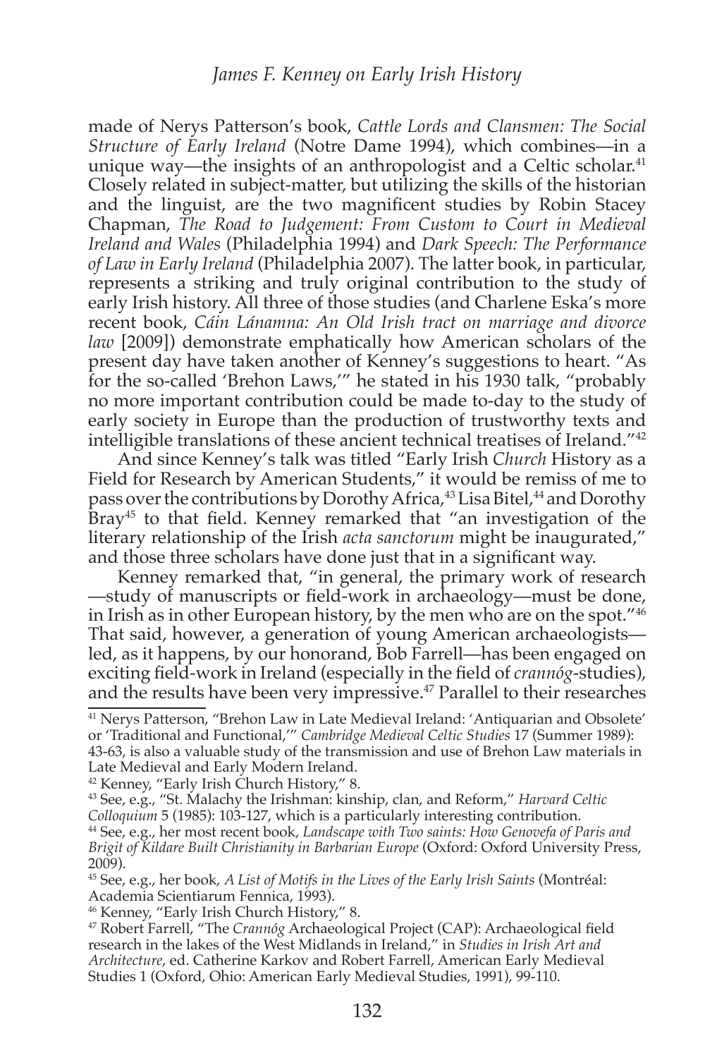made of Nerys Patterson's book, *Cattle Lords and Clansmen: The Social Structure of Early Ireland* (Notre Dame 1994), which combines—in a unique way—the insights of an anthropologist and a Celtic scholar.[41] Closely related in subject-matter, but utilizing the skills of the historian and the linguist, are the two magnificent studies by Robin Stacey Chapman, *The Road to Judgement: From Custom to Court in Medieval Ireland and Wales* (Philadelphia 1994) and *Dark Speech: The Performance of Law in Early Ireland* (Philadelphia 2007). The latter book, in particular, represents a striking and truly original contribution to the study of early Irish history. All three of those studies (and Charlene Eska's more recent book, *Cáin Lánamna: An Old Irish tract on marriage and divorce law* [2009]) demonstrate emphatically how American scholars of the present day have taken another of Kenney's suggestions to heart. "As for the so-called 'Brehon Laws,'" he stated in his 1930 talk, "probably no more important contribution could be made to-day to the study of early society in Europe than the production of trustworthy texts and intelligible translations of these ancient technical treatises of Ireland."[42]

And since Kenney's talk was titled "Early Irish *Church* History as a Field for Research by American Students," it would be remiss of me to pass over the contributions by Dorothy Africa,[43] Lisa Bitel,[44] and Dorothy Bray[45] to that field. Kenney remarked that "an investigation of the literary relationship of the Irish *acta sanctorum* might be inaugurated," and those three scholars have done just that in a significant way.

Kenney remarked that, "in general, the primary work of research —study of manuscripts or field-work in archaeology—must be done, in Irish as in other European history, by the men who are on the spot."[46] That said, however, a generation of young American archaeologists—led, as it happens, by our honorand, Bob Farrell—has been engaged on exciting field-work in Ireland (especially in the field of *crannóg*-studies), and the results have been very impressive.[47] Parallel to their researches

---

[41] Nerys Patterson, "Brehon Law in Late Medieval Ireland: 'Antiquarian and Obsolete' or 'Traditional and Functional,'" *Cambridge Medieval Celtic Studies* 17 (Summer 1989): 43-63, is also a valuable study of the transmission and use of Brehon Law materials in Late Medieval and Early Modern Ireland.

[42] Kenney, "Early Irish Church History," 8.

[43] See, e.g., "St. Malachy the Irishman: kinship, clan, and Reform," *Harvard Celtic Colloquium* 5 (1985): 103-127, which is a particularly interesting contribution.

[44] See, e.g., her most recent book, *Landscape with Two saints: How Genovefa of Paris and Brigit of Kildare Built Christianity in Barbarian Europe* (Oxford: Oxford University Press, 2009).

[45] See, e.g., her book, *A List of Motifs in the Lives of the Early Irish Saints* (Montréal: Academia Scientiarum Fennica, 1993).

[46] Kenney, "Early Irish Church History," 8.

[47] Robert Farrell, "The *Crannóg* Archaeological Project (CAP): Archaeological field research in the lakes of the West Midlands in Ireland," in *Studies in Irish Art and Architecture*, ed. Catherine Karkov and Robert Farrell, American Early Medieval Studies 1 (Oxford, Ohio: American Early Medieval Studies, 1991), 99-110.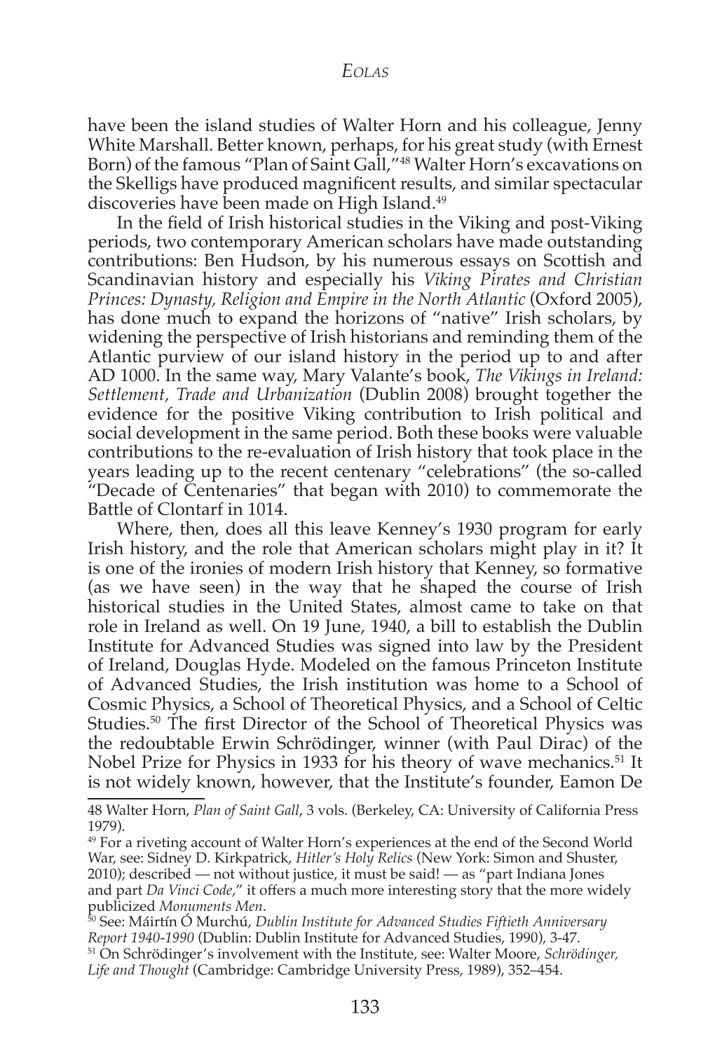have been the island studies of Walter Horn and his colleague, Jenny White Marshall. Better known, perhaps, for his great study (with Ernest Born) of the famous "Plan of Saint Gall,"[48] Walter Horn's excavations on the Skelligs have produced magnificent results, and similar spectacular discoveries have been made on High Island.[49]

In the field of Irish historical studies in the Viking and post-Viking periods, two contemporary American scholars have made outstanding contributions: Ben Hudson, by his numerous essays on Scottish and Scandinavian history and especially his *Viking Pirates and Christian Princes: Dynasty, Religion and Empire in the North Atlantic* (Oxford 2005), has done much to expand the horizons of "native" Irish scholars, by widening the perspective of Irish historians and reminding them of the Atlantic purview of our island history in the period up to and after AD 1000. In the same way, Mary Valante's book, *The Vikings in Ireland: Settlement, Trade and Urbanization* (Dublin 2008) brought together the evidence for the positive Viking contribution to Irish political and social development in the same period. Both these books were valuable contributions to the re-evaluation of Irish history that took place in the years leading up to the recent centenary "celebrations" (the so-called "Decade of Centenaries" that began with 2010) to commemorate the Battle of Clontarf in 1014.

Where, then, does all this leave Kenney's 1930 program for early Irish history, and the role that American scholars might play in it? It is one of the ironies of modern Irish history that Kenney, so formative (as we have seen) in the way that he shaped the course of Irish historical studies in the United States, almost came to take on that role in Ireland as well. On 19 June, 1940, a bill to establish the Dublin Institute for Advanced Studies was signed into law by the President of Ireland, Douglas Hyde. Modeled on the famous Princeton Institute of Advanced Studies, the Irish institution was home to a School of Cosmic Physics, a School of Theoretical Physics, and a School of Celtic Studies.[50] The first Director of the School of Theoretical Physics was the redoubtable Erwin Schrödinger, winner (with Paul Dirac) of the Nobel Prize for Physics in 1933 for his theory of wave mechanics.[51] It is not widely known, however, that the Institute's founder, Eamon De

---

48 Walter Horn, *Plan of Saint Gall*, 3 vols. (Berkeley, CA: University of California Press 1979).

49 For a riveting account of Walter Horn's experiences at the end of the Second World War, see: Sidney D. Kirkpatrick, *Hitler's Holy Relics* (New York: Simon and Shuster, 2010); described — not without justice, it must be said! — as "part Indiana Jones and part *Da Vinci Code*," it offers a much more interesting story that the more widely publicized *Monuments Men*.

50 See: Máirtín Ó Murchú, *Dublin Institute for Advanced Studies Fiftieth Anniversary Report 1940-1990* (Dublin: Dublin Institute for Advanced Studies, 1990), 3-47.

51 On Schrödinger's involvement with the Institute, see: Walter Moore, *Schrödinger, Life and Thought* (Cambridge: Cambridge University Press, 1989), 352–454.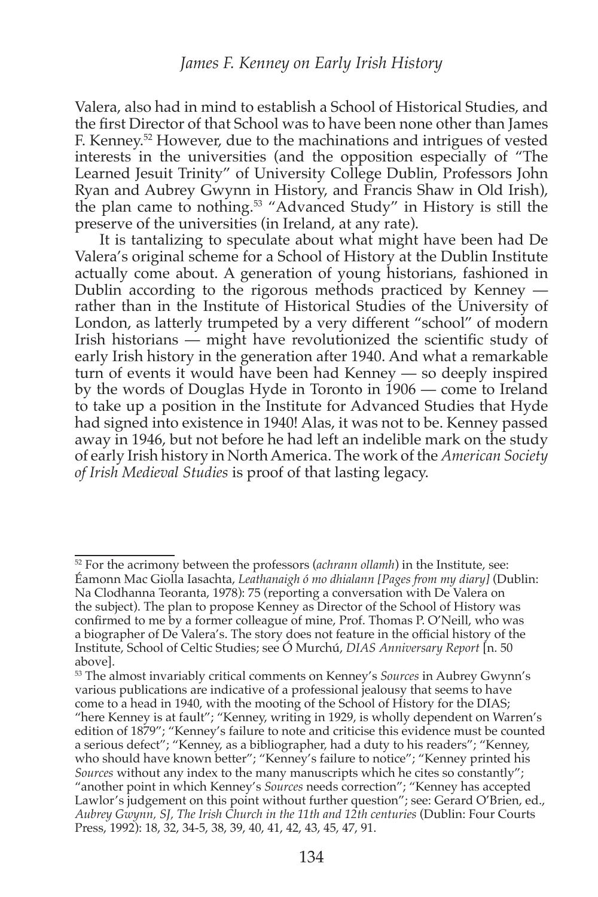Valera, also had in mind to establish a School of Historical Studies, and the first Director of that School was to have been none other than James F. Kenney.[52] However, due to the machinations and intrigues of vested interests in the universities (and the opposition especially of "The Learned Jesuit Trinity" of University College Dublin, Professors John Ryan and Aubrey Gwynn in History, and Francis Shaw in Old Irish), the plan came to nothing.[53] "Advanced Study" in History is still the preserve of the universities (in Ireland, at any rate).

It is tantalizing to speculate about what might have been had De Valera's original scheme for a School of History at the Dublin Institute actually come about. A generation of young historians, fashioned in Dublin according to the rigorous methods practiced by Kenney — rather than in the Institute of Historical Studies of the University of London, as latterly trumpeted by a very different "school" of modern Irish historians — might have revolutionized the scientific study of early Irish history in the generation after 1940. And what a remarkable turn of events it would have been had Kenney — so deeply inspired by the words of Douglas Hyde in Toronto in 1906 — come to Ireland to take up a position in the Institute for Advanced Studies that Hyde had signed into existence in 1940! Alas, it was not to be. Kenney passed away in 1946, but not before he had left an indelible mark on the study of early Irish history in North America. The work of the *American Society of Irish Medieval Studies* is proof of that lasting legacy.

---

[52] For the acrimony between the professors (*achrann ollamh*) in the Institute, see: Éamonn Mac Giolla Iasachta, *Leathanaigh ó mo dhialann [Pages from my diary]* (Dublin: Na Clodhanna Teoranta, 1978): 75 (reporting a conversation with De Valera on the subject). The plan to propose Kenney as Director of the School of History was confirmed to me by a former colleague of mine, Prof. Thomas P. O'Neill, who was a biographer of De Valera's. The story does not feature in the official history of the Institute, School of Celtic Studies; see Ó Murchú, *DIAS Anniversary Report* [n. 50 above].

[53] The almost invariably critical comments on Kenney's *Sources* in Aubrey Gwynn's various publications are indicative of a professional jealousy that seems to have come to a head in 1940, with the mooting of the School of History for the DIAS; "here Kenney is at fault"; "Kenney, writing in 1929, is wholly dependent on Warren's edition of 1879"; "Kenney's failure to note and criticise this evidence must be counted a serious defect"; "Kenney, as a bibliographer, had a duty to his readers"; "Kenney, who should have known better"; "Kenney's failure to notice"; "Kenney printed his *Sources* without any index to the many manuscripts which he cites so constantly"; "another point in which Kenney's *Sources* needs correction"; "Kenney has accepted Lawlor's judgement on this point without further question"; see: Gerard O'Brien, ed., *Aubrey Gwynn, SJ, The Irish Church in the 11th and 12th centuries* (Dublin: Four Courts Press, 1992): 18, 32, 34-5, 38, 39, 40, 41, 42, 43, 45, 47, 91.